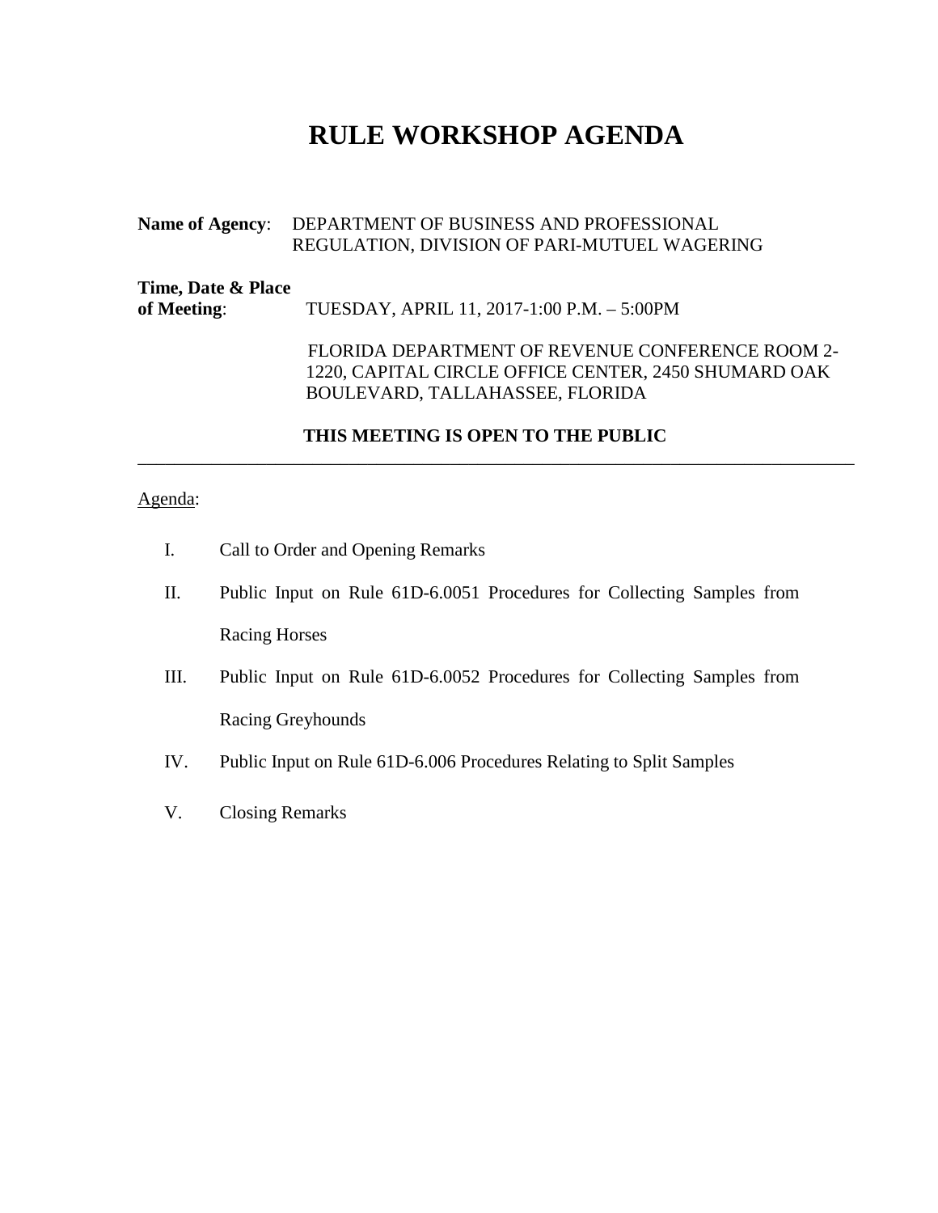# RULE WORKSHOP AGENDA

**Name of Agency**: DEPARTMENT OF BUSINESS AND PROFESSIONAL REGULATION, DIVISION OF PARI-MUTUEL WAGERING

**Time, Date & Place of Meeting**: TUESDAY, APRIL 11, 2017-1:00 P.M. – 5:00PM

FLORIDA DEPARTMENT OF REVENUE CONFERENCE ROOM 2-1220, CAPITAL CIRCLE OFFICE CENTER, 2450 SHUMARD OAK BOULEVARD, TALLAHASSEE, FLORIDA

**THIS MEETING IS OPEN TO THE PUBLIC**

---

Agenda:

I. Call to Order and Opening Remarks

II. Public Input on Rule 61D-6.0051 Procedures for Collecting Samples from Racing Horses

III. Public Input on Rule 61D-6.0052 Procedures for Collecting Samples from Racing Greyhounds

IV. Public Input on Rule 61D-6.006 Procedures Relating to Split Samples

V. Closing Remarks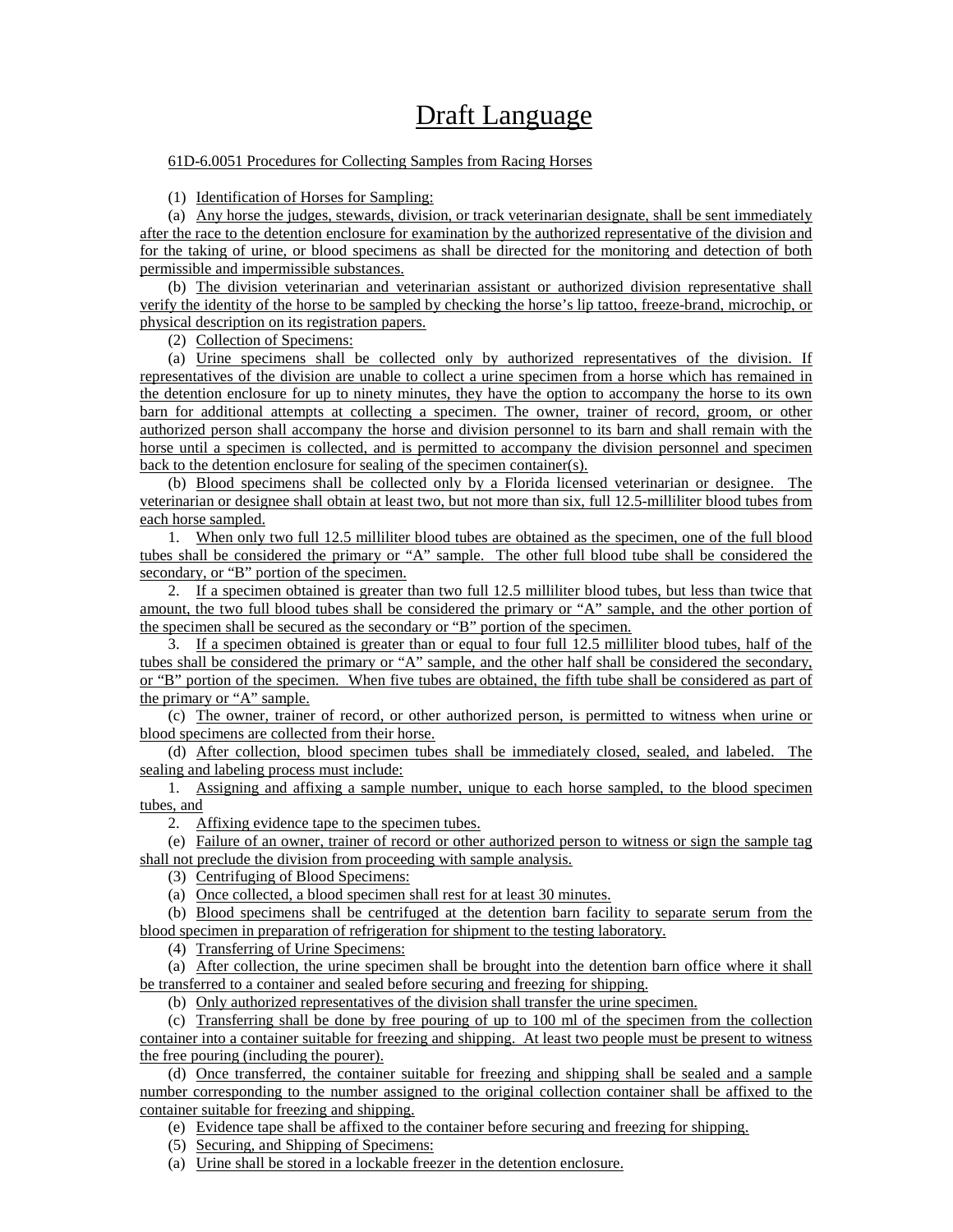# Draft Language

61D-6.0051 Procedures for Collecting Samples from Racing Horses

(1) Identification of Horses for Sampling:

(a) Any horse the judges, stewards, division, or track veterinarian designate, shall be sent immediately after the race to the detention enclosure for examination by the authorized representative of the division and for the taking of urine, or blood specimens as shall be directed for the monitoring and detection of both permissible and impermissible substances.

(b) The division veterinarian and veterinarian assistant or authorized division representative shall verify the identity of the horse to be sampled by checking the horse's lip tattoo, freeze-brand, microchip, or physical description on its registration papers.

(2) Collection of Specimens:

(a) Urine specimens shall be collected only by authorized representatives of the division. If representatives of the division are unable to collect a urine specimen from a horse which has remained in the detention enclosure for up to ninety minutes, they have the option to accompany the horse to its own barn for additional attempts at collecting a specimen. The owner, trainer of record, groom, or other authorized person shall accompany the horse and division personnel to its barn and shall remain with the horse until a specimen is collected, and is permitted to accompany the division personnel and specimen back to the detention enclosure for sealing of the specimen container(s).

(b) Blood specimens shall be collected only by a Florida licensed veterinarian or designee. The veterinarian or designee shall obtain at least two, but not more than six, full 12.5-milliliter blood tubes from each horse sampled.

1. When only two full 12.5 milliliter blood tubes are obtained as the specimen, one of the full blood tubes shall be considered the primary or "A" sample. The other full blood tube shall be considered the secondary, or "B" portion of the specimen.

2. If a specimen obtained is greater than two full 12.5 milliliter blood tubes, but less than twice that amount, the two full blood tubes shall be considered the primary or "A" sample, and the other portion of the specimen shall be secured as the secondary or "B" portion of the specimen.

3. If a specimen obtained is greater than or equal to four full 12.5 milliliter blood tubes, half of the tubes shall be considered the primary or "A" sample, and the other half shall be considered the secondary, or "B" portion of the specimen. When five tubes are obtained, the fifth tube shall be considered as part of the primary or "A" sample.

(c) The owner, trainer of record, or other authorized person, is permitted to witness when urine or blood specimens are collected from their horse.

(d) After collection, blood specimen tubes shall be immediately closed, sealed, and labeled. The sealing and labeling process must include:

1. Assigning and affixing a sample number, unique to each horse sampled, to the blood specimen tubes, and

2. Affixing evidence tape to the specimen tubes.

(e) Failure of an owner, trainer of record or other authorized person to witness or sign the sample tag shall not preclude the division from proceeding with sample analysis.

(3) Centrifuging of Blood Specimens:

(a) Once collected, a blood specimen shall rest for at least 30 minutes.

(b) Blood specimens shall be centrifuged at the detention barn facility to separate serum from the blood specimen in preparation of refrigeration for shipment to the testing laboratory.

(4) Transferring of Urine Specimens:

(a) After collection, the urine specimen shall be brought into the detention barn office where it shall be transferred to a container and sealed before securing and freezing for shipping.

(b) Only authorized representatives of the division shall transfer the urine specimen.

(c) Transferring shall be done by free pouring of up to 100 ml of the specimen from the collection container into a container suitable for freezing and shipping. At least two people must be present to witness the free pouring (including the pourer).

(d) Once transferred, the container suitable for freezing and shipping shall be sealed and a sample number corresponding to the number assigned to the original collection container shall be affixed to the container suitable for freezing and shipping.

(e) Evidence tape shall be affixed to the container before securing and freezing for shipping.

(5) Securing, and Shipping of Specimens:

(a) Urine shall be stored in a lockable freezer in the detention enclosure.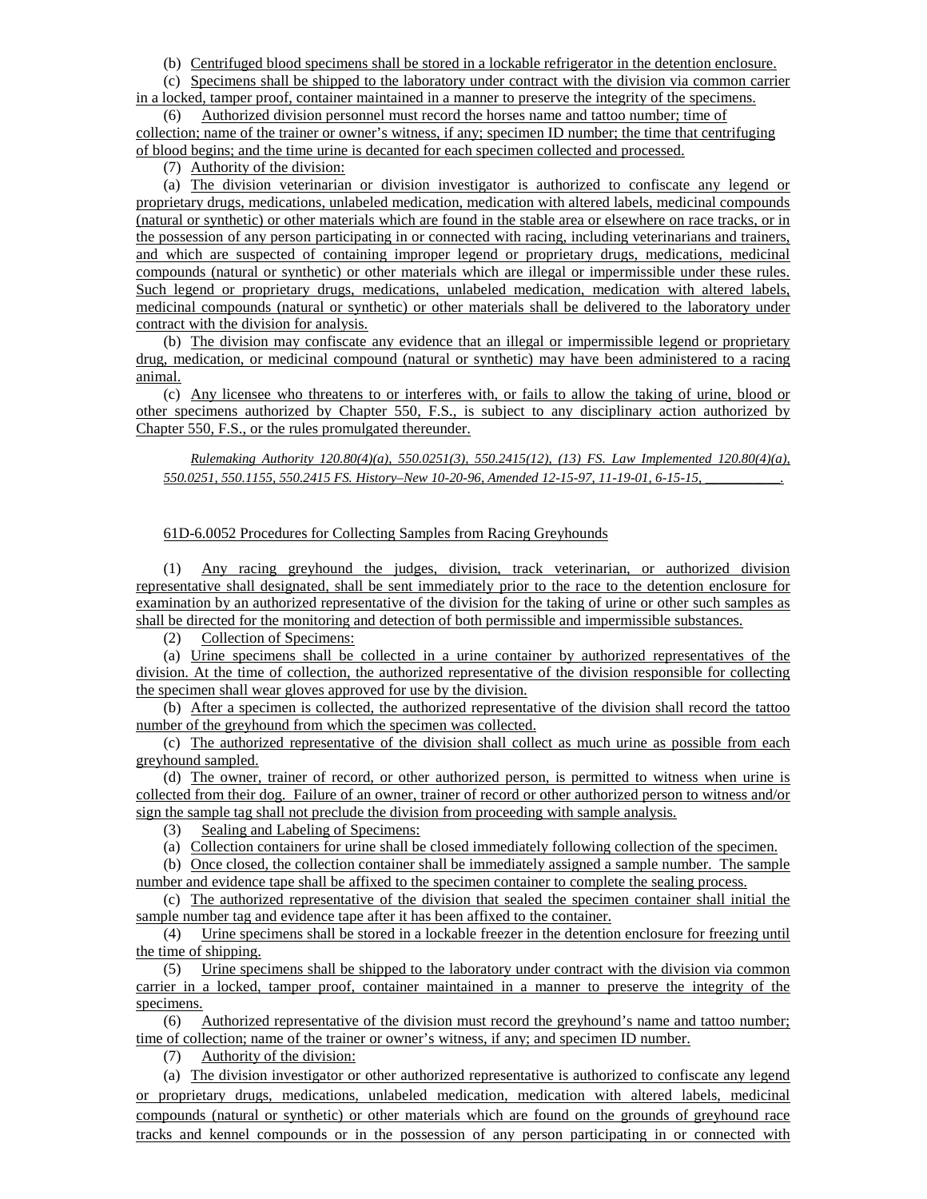(b) Centrifuged blood specimens shall be stored in a lockable refrigerator in the detention enclosure.

(c) Specimens shall be shipped to the laboratory under contract with the division via common carrier in a locked, tamper proof, container maintained in a manner to preserve the integrity of the specimens.

(6) Authorized division personnel must record the horses name and tattoo number; time of collection; name of the trainer or owner's witness, if any; specimen ID number; the time that centrifuging of blood begins; and the time urine is decanted for each specimen collected and processed.

(7) Authority of the division:

(a) The division veterinarian or division investigator is authorized to confiscate any legend or proprietary drugs, medications, unlabeled medication, medication with altered labels, medicinal compounds (natural or synthetic) or other materials which are found in the stable area or elsewhere on race tracks, or in the possession of any person participating in or connected with racing, including veterinarians and trainers, and which are suspected of containing improper legend or proprietary drugs, medications, medicinal compounds (natural or synthetic) or other materials which are illegal or impermissible under these rules. Such legend or proprietary drugs, medications, unlabeled medication, medication with altered labels, medicinal compounds (natural or synthetic) or other materials shall be delivered to the laboratory under contract with the division for analysis.

(b) The division may confiscate any evidence that an illegal or impermissible legend or proprietary drug, medication, or medicinal compound (natural or synthetic) may have been administered to a racing animal.

(c) Any licensee who threatens to or interferes with, or fails to allow the taking of urine, blood or other specimens authorized by Chapter 550, F.S., is subject to any disciplinary action authorized by Chapter 550, F.S., or the rules promulgated thereunder.

*Rulemaking Authority 120.80(4)(a), 550.0251(3), 550.2415(12), (13) FS. Law Implemented 120.80(4)(a), 550.0251, 550.1155, 550.2415 FS. History–New 10-20-96, Amended 12-15-97, 11-19-01, 6-15-15, __________.*

61D-6.0052 Procedures for Collecting Samples from Racing Greyhounds

(1) Any racing greyhound the judges, division, track veterinarian, or authorized division representative shall designated, shall be sent immediately prior to the race to the detention enclosure for examination by an authorized representative of the division for the taking of urine or other such samples as shall be directed for the monitoring and detection of both permissible and impermissible substances.

(2) Collection of Specimens:

(a) Urine specimens shall be collected in a urine container by authorized representatives of the division. At the time of collection, the authorized representative of the division responsible for collecting the specimen shall wear gloves approved for use by the division.

(b) After a specimen is collected, the authorized representative of the division shall record the tattoo number of the greyhound from which the specimen was collected.

(c) The authorized representative of the division shall collect as much urine as possible from each greyhound sampled.

(d) The owner, trainer of record, or other authorized person, is permitted to witness when urine is collected from their dog. Failure of an owner, trainer of record or other authorized person to witness and/or sign the sample tag shall not preclude the division from proceeding with sample analysis.

(3) Sealing and Labeling of Specimens:

(a) Collection containers for urine shall be closed immediately following collection of the specimen.

(b) Once closed, the collection container shall be immediately assigned a sample number. The sample number and evidence tape shall be affixed to the specimen container to complete the sealing process.

(c) The authorized representative of the division that sealed the specimen container shall initial the sample number tag and evidence tape after it has been affixed to the container.

(4) Urine specimens shall be stored in a lockable freezer in the detention enclosure for freezing until the time of shipping.

(5) Urine specimens shall be shipped to the laboratory under contract with the division via common carrier in a locked, tamper proof, container maintained in a manner to preserve the integrity of the specimens.

(6) Authorized representative of the division must record the greyhound's name and tattoo number; time of collection; name of the trainer or owner's witness, if any; and specimen ID number.

(7) Authority of the division:

(a) The division investigator or other authorized representative is authorized to confiscate any legend or proprietary drugs, medications, unlabeled medication, medication with altered labels, medicinal compounds (natural or synthetic) or other materials which are found on the grounds of greyhound race tracks and kennel compounds or in the possession of any person participating in or connected with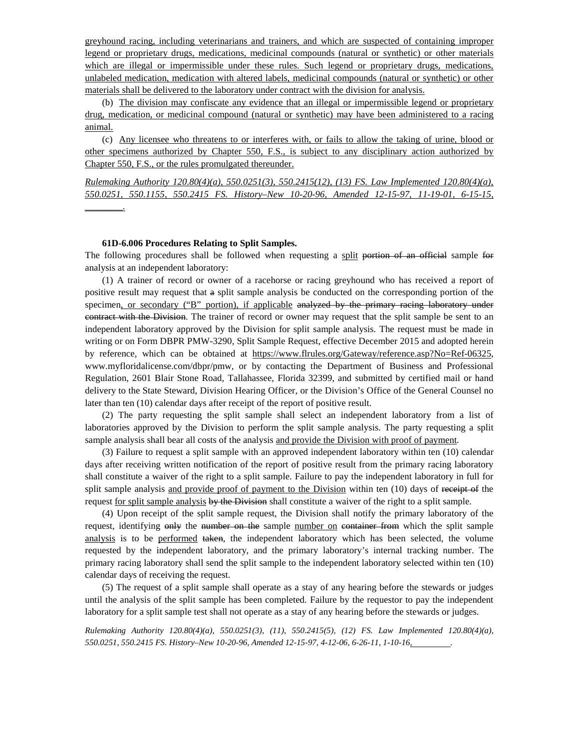greyhound racing, including veterinarians and trainers, and which are suspected of containing improper legend or proprietary drugs, medications, medicinal compounds (natural or synthetic) or other materials which are illegal or impermissible under these rules. Such legend or proprietary drugs, medications, unlabeled medication, medication with altered labels, medicinal compounds (natural or synthetic) or other materials shall be delivered to the laboratory under contract with the division for analysis.

(b) The division may confiscate any evidence that an illegal or impermissible legend or proprietary drug, medication, or medicinal compound (natural or synthetic) may have been administered to a racing animal.

(c) Any licensee who threatens to or interferes with, or fails to allow the taking of urine, blood or other specimens authorized by Chapter 550, F.S., is subject to any disciplinary action authorized by Chapter 550, F.S., or the rules promulgated thereunder.

*Rulemaking Authority 120.80(4)(a), 550.0251(3), 550.2415(12), (13) FS. Law Implemented 120.80(4)(a), 550.0251, 550.1155, 550.2415 FS. History–New 10-20-96, Amended 12-15-97, 11-19-01, 6-15-15, ________.*

**61D-6.006 Procedures Relating to Split Samples.**

The following procedures shall be followed when requesting a split ~~portion of an official~~ sample ~~for~~ analysis at an independent laboratory:

(1) A trainer of record or owner of a racehorse or racing greyhound who has received a report of positive result may request that ~~a~~ split sample analysis be conducted on the corresponding portion of the specimen, or secondary ("B" portion), if applicable ~~analyzed by the primary racing laboratory under contract with the Division~~. The trainer of record or owner may request that the split sample be sent to an independent laboratory approved by the Division for split sample analysis. The request must be made in writing or on Form DBPR PMW-3290, Split Sample Request, effective December 2015 and adopted herein by reference, which can be obtained at https://www.flrules.org/Gateway/reference.asp?No=Ref-06325, www.myfloridalicense.com/dbpr/pmw, or by contacting the Department of Business and Professional Regulation, 2601 Blair Stone Road, Tallahassee, Florida 32399, and submitted by certified mail or hand delivery to the State Steward, Division Hearing Officer, or the Division's Office of the General Counsel no later than ten (10) calendar days after receipt of the report of positive result.

(2) The party requesting the split sample shall select an independent laboratory from a list of laboratories approved by the Division to perform the split sample analysis. The party requesting a split sample analysis shall bear all costs of the analysis and provide the Division with proof of payment.

(3) Failure to request a split sample with an approved independent laboratory within ten (10) calendar days after receiving written notification of the report of positive result from the primary racing laboratory shall constitute a waiver of the right to a split sample. Failure to pay the independent laboratory in full for split sample analysis and provide proof of payment to the Division within ten (10) days of ~~receipt of~~ the request for split sample analysis ~~by the Division~~ shall constitute a waiver of the right to a split sample.

(4) Upon receipt of the split sample request, the Division shall notify the primary laboratory of the request, identifying ~~only~~ the ~~number on the~~ sample number on ~~container from~~ which the split sample analysis is to be performed ~~taken~~, the independent laboratory which has been selected, the volume requested by the independent laboratory, and the primary laboratory's internal tracking number. The primary racing laboratory shall send the split sample to the independent laboratory selected within ten (10) calendar days of receiving the request.

(5) The request of a split sample shall operate as a stay of any hearing before the stewards or judges until the analysis of the split sample has been completed. Failure by the requestor to pay the independent laboratory for a split sample test shall not operate as a stay of any hearing before the stewards or judges.

*Rulemaking Authority 120.80(4)(a), 550.0251(3), (11), 550.2415(5), (12) FS. Law Implemented 120.80(4)(a), 550.0251, 550.2415 FS. History–New 10-20-96, Amended 12-15-97, 4-12-06, 6-26-11, 1-10-16, ________.*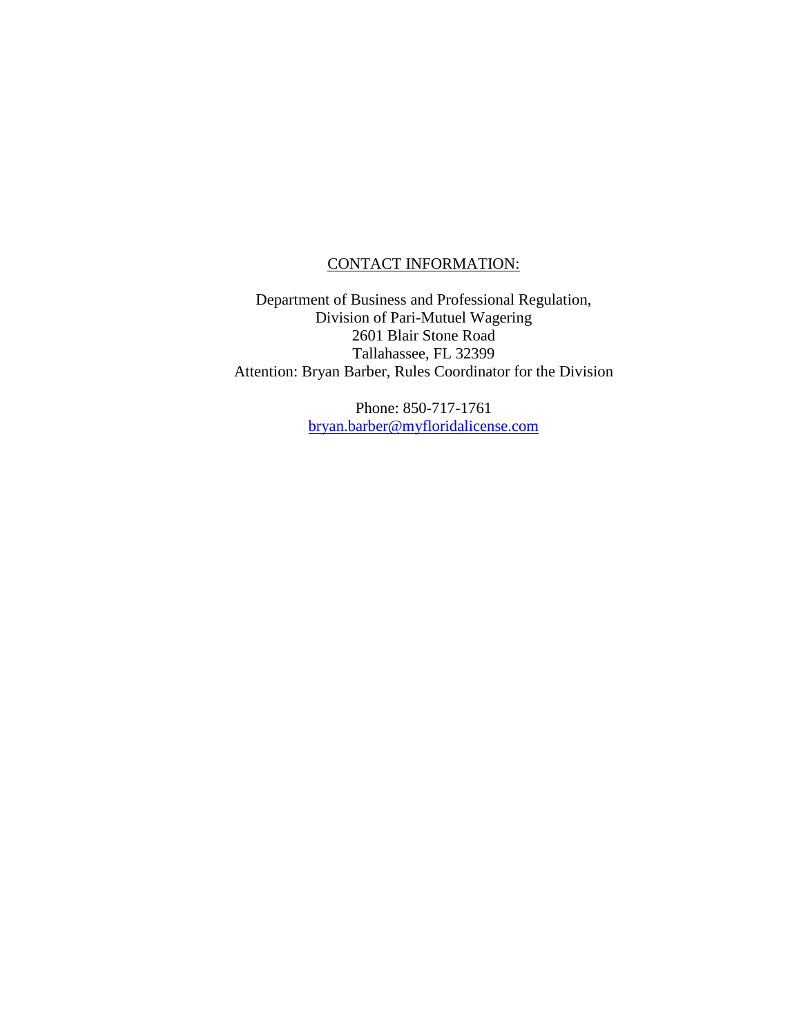<u>CONTACT INFORMATION:</u>

Department of Business and Professional Regulation,
Division of Pari-Mutuel Wagering
2601 Blair Stone Road
Tallahassee, FL 32399
Attention: Bryan Barber, Rules Coordinator for the Division

Phone: 850-717-1761
bryan.barber@myfloridalicense.com